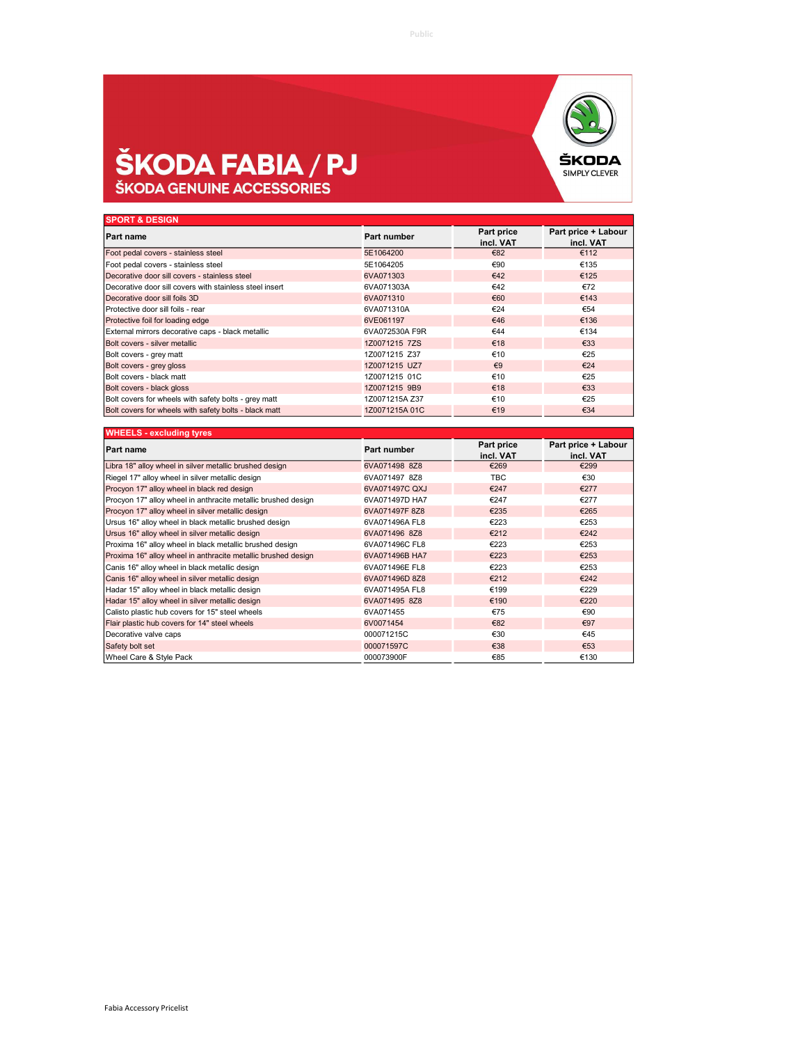# ŠKODA FABIA / PJ

## ŠKODA GENUINE ACCESSORIES

ŠKODA SIMPLY CLEVER

| SPORT & DESIGN | | | |
|---|---|---|---|
| **Part name** | **Part number** | **Part price incl. VAT** | **Part price + Labour incl. VAT** |
| Foot pedal covers - stainless steel | 5E1064200 | €82 | €112 |
| Foot pedal covers - stainless steel | 5E1064205 | €90 | €135 |
| Decorative door sill covers - stainless steel | 6VA071303 | €42 | €125 |
| Decorative door sill covers with stainless steel insert | 6VA071303A | €42 | €72 |
| Decorative door sill foils 3D | 6VA071310 | €60 | €143 |
| Protective door sill foils - rear | 6VA071310A | €24 | €54 |
| Protective foil for loading edge | 6VE061197 | €46 | €136 |
| External mirrors decorative caps - black metallic | 6VA072530A F9R | €44 | €134 |
| Bolt covers - silver metallic | 1Z0071215 7ZS | €18 | €33 |
| Bolt covers - grey matt | 1Z0071215 Z37 | €10 | €25 |
| Bolt covers - grey gloss | 1Z0071215 UZ7 | €9 | €24 |
| Bolt covers - black matt | 1Z0071215 01C | €10 | €25 |
| Bolt covers - black gloss | 1Z0071215 9B9 | €18 | €33 |
| Bolt covers for wheels with safety bolts - grey matt | 1Z0071215A Z37 | €10 | €25 |
| Bolt covers for wheels with safety bolts - black matt | 1Z0071215A 01C | €19 | €34 |

| WHEELS - excluding tyres | | | |
|---|---|---|---|
| **Part name** | **Part number** | **Part price incl. VAT** | **Part price + Labour incl. VAT** |
| Libra 18" alloy wheel in silver metallic brushed design | 6VA071498 8Z8 | €269 | €299 |
| Riegel 17" alloy wheel in silver metallic design | 6VA071497 8Z8 | TBC | €30 |
| Procyon 17" alloy wheel in black red design | 6VA071497C QXJ | €247 | €277 |
| Procyon 17" alloy wheel in anthracite metallic brushed design | 6VA071497D HA7 | €247 | €277 |
| Procyon 17" alloy wheel in silver metallic design | 6VA071497F 8Z8 | €235 | €265 |
| Ursus 16" alloy wheel in black metallic brushed design | 6VA071496A FL8 | €223 | €253 |
| Ursus 16" alloy wheel in silver metallic design | 6VA071496 8Z8 | €212 | €242 |
| Proxima 16" alloy wheel in black metallic brushed design | 6VA071496C FL8 | €223 | €253 |
| Proxima 16" alloy wheel in anthracite metallic brushed design | 6VA071496B HA7 | €223 | €253 |
| Canis 16" alloy wheel in black metallic design | 6VA071496E FL8 | €223 | €253 |
| Canis 16" alloy wheel in silver metallic design | 6VA071496D 8Z8 | €212 | €242 |
| Hadar 15" alloy wheel in black metallic design | 6VA071495A FL8 | €199 | €229 |
| Hadar 15" alloy wheel in silver metallic design | 6VA071495 8Z8 | €190 | €220 |
| Calisto plastic hub covers for 15" steel wheels | 6VA071455 | €75 | €90 |
| Flair plastic hub covers for 14" steel wheels | 6V0071454 | €82 | €97 |
| Decorative valve caps | 000071215C | €30 | €45 |
| Safety bolt set | 000071597C | €38 | €53 |
| Wheel Care & Style Pack | 000073900F | €85 | €130 |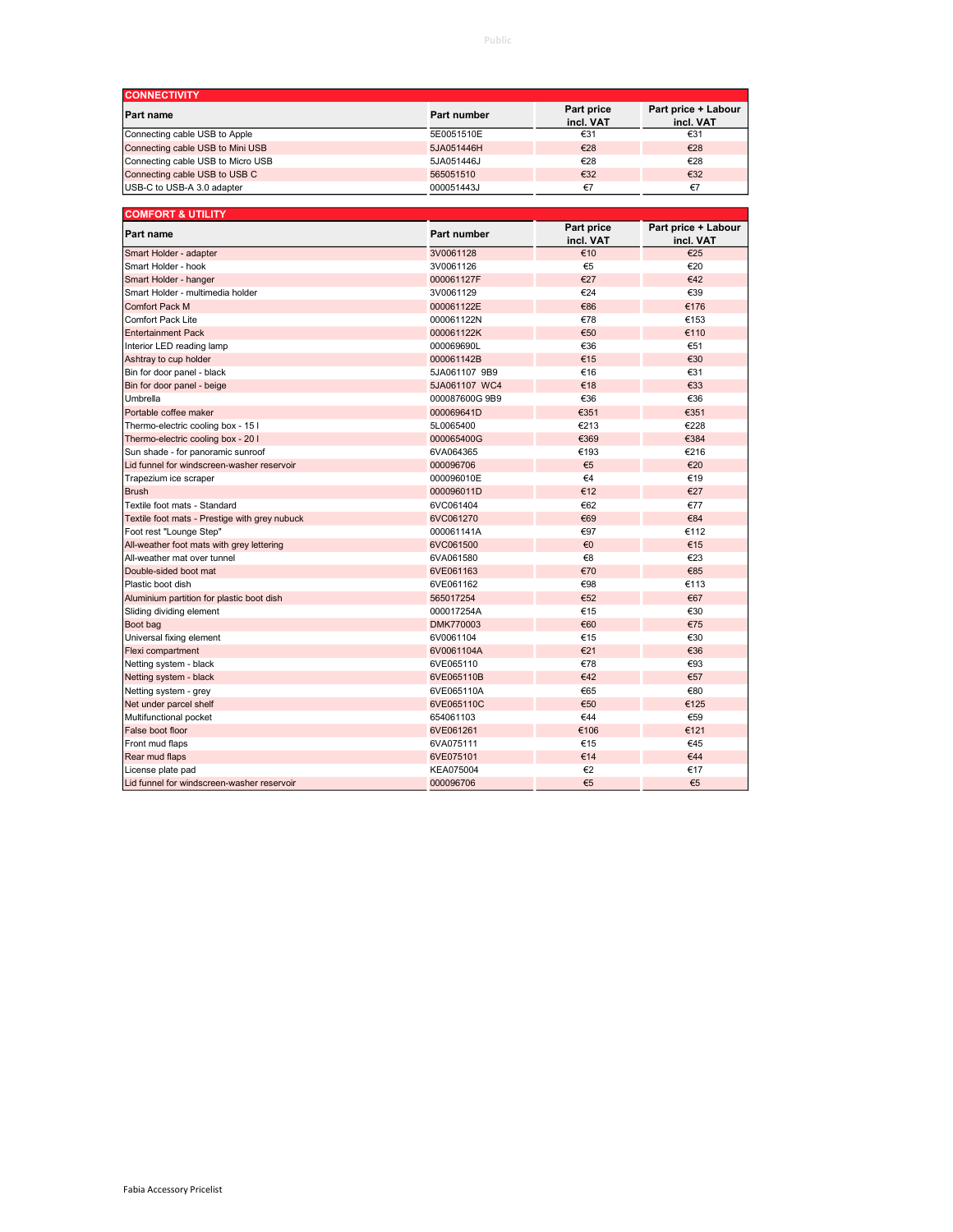## CONNECTIVITY

| Part name | Part number | Part price incl. VAT | Part price + Labour incl. VAT |
|---|---|---|---|
| Connecting cable USB to Apple | 5E0051510E | €31 | €31 |
| Connecting cable USB to Mini USB | 5JA051446H | €28 | €28 |
| Connecting cable USB to Micro USB | 5JA051446J | €28 | €28 |
| Connecting cable USB to USB C | 565051510 | €32 | €32 |
| USB-C to USB-A 3.0 adapter | 000051443J | €7 | €7 |

## COMFORT & UTILITY

| Part name | Part number | Part price incl. VAT | Part price + Labour incl. VAT |
|---|---|---|---|
| Smart Holder - adapter | 3V0061128 | €10 | €25 |
| Smart Holder - hook | 3V0061126 | €5 | €20 |
| Smart Holder - hanger | 000061127F | €27 | €42 |
| Smart Holder - multimedia holder | 3V0061129 | €24 | €39 |
| Comfort Pack M | 000061122E | €86 | €176 |
| Comfort Pack Lite | 000061122N | €78 | €153 |
| Entertainment Pack | 000061122K | €50 | €110 |
| Interior LED reading lamp | 000069690L | €36 | €51 |
| Ashtray to cup holder | 000061142B | €15 | €30 |
| Bin for door panel - black | 5JA061107 9B9 | €16 | €31 |
| Bin for door panel - beige | 5JA061107 WC4 | €18 | €33 |
| Umbrella | 000087600G 9B9 | €36 | €36 |
| Portable coffee maker | 000069641D | €351 | €351 |
| Thermo-electric cooling box - 15 l | 5L0065400 | €213 | €228 |
| Thermo-electric cooling box - 20 l | 000065400G | €369 | €384 |
| Sun shade - for panoramic sunroof | 6VA064365 | €193 | €216 |
| Lid funnel for windscreen-washer reservoir | 000096706 | €5 | €20 |
| Trapezium ice scraper | 000096010E | €4 | €19 |
| Brush | 000096011D | €12 | €27 |
| Textile foot mats - Standard | 6VC061404 | €62 | €77 |
| Textile foot mats - Prestige with grey nubuck | 6VC061270 | €69 | €84 |
| Foot rest "Lounge Step" | 000061141A | €97 | €112 |
| All-weather foot mats with grey lettering | 6VC061500 | €0 | €15 |
| All-weather mat over tunnel | 6VA061580 | €8 | €23 |
| Double-sided boot mat | 6VE061163 | €70 | €85 |
| Plastic boot dish | 6VE061162 | €98 | €113 |
| Aluminium partition for plastic boot dish | 565017254 | €52 | €67 |
| Sliding dividing element | 000017254A | €15 | €30 |
| Boot bag | DMK770003 | €60 | €75 |
| Universal fixing element | 6V0061104 | €15 | €30 |
| Flexi compartment | 6V0061104A | €21 | €36 |
| Netting system - black | 6VE065110 | €78 | €93 |
| Netting system - black | 6VE065110B | €42 | €57 |
| Netting system - grey | 6VE065110A | €65 | €80 |
| Net under parcel shelf | 6VE065110C | €50 | €125 |
| Multifunctional pocket | 654061103 | €44 | €59 |
| False boot floor | 6VE061261 | €106 | €121 |
| Front mud flaps | 6VA075111 | €15 | €45 |
| Rear mud flaps | 6VE075101 | €14 | €44 |
| License plate pad | KEA075004 | €2 | €17 |
| Lid funnel for windscreen-washer reservoir | 000096706 | €5 | €5 |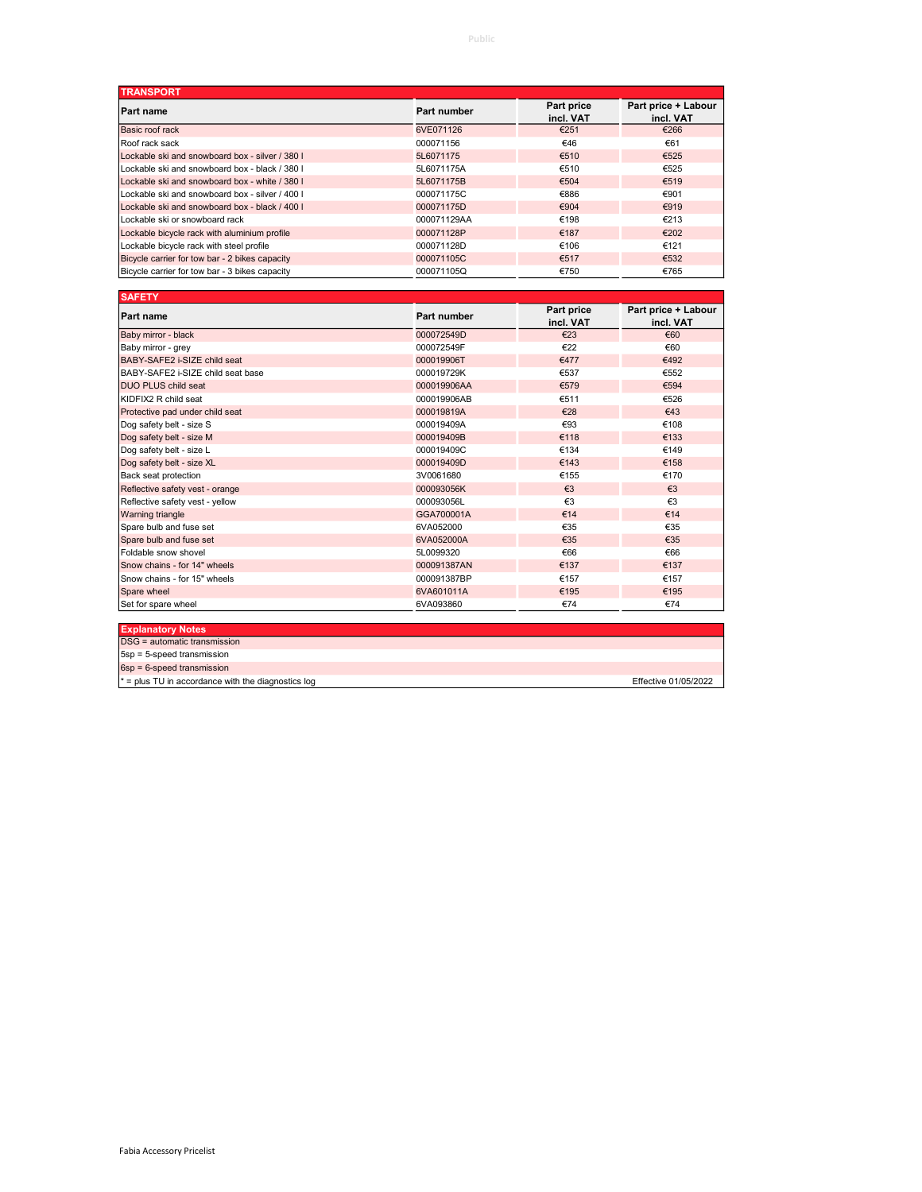## TRANSPORT

| Part name | Part number | Part price incl. VAT | Part price + Labour incl. VAT |
|---|---|---|---|
| Basic roof rack | 6VE071126 | €251 | €266 |
| Roof rack sack | 000071156 | €46 | €61 |
| Lockable ski and snowboard box - silver / 380 l | 5L6071175 | €510 | €525 |
| Lockable ski and snowboard box - black / 380 l | 5L6071175A | €510 | €525 |
| Lockable ski and snowboard box - white / 380 l | 5L6071175B | €504 | €519 |
| Lockable ski and snowboard box - silver / 400 l | 000071175C | €886 | €901 |
| Lockable ski and snowboard box - black / 400 l | 000071175D | €904 | €919 |
| Lockable ski or snowboard rack | 000071129AA | €198 | €213 |
| Lockable bicycle rack with aluminium profile | 000071128P | €187 | €202 |
| Lockable bicycle rack with steel profile | 000071128D | €106 | €121 |
| Bicycle carrier for tow bar - 2 bikes capacity | 000071105C | €517 | €532 |
| Bicycle carrier for tow bar - 3 bikes capacity | 000071105Q | €750 | €765 |

## SAFETY

| Part name | Part number | Part price incl. VAT | Part price + Labour incl. VAT |
|---|---|---|---|
| Baby mirror - black | 000072549D | €23 | €60 |
| Baby mirror - grey | 000072549F | €22 | €60 |
| BABY-SAFE2 i-SIZE child seat | 000019906T | €477 | €492 |
| BABY-SAFE2 i-SIZE child seat base | 000019729K | €537 | €552 |
| DUO PLUS child seat | 000019906AA | €579 | €594 |
| KIDFIX2 R child seat | 000019906AB | €511 | €526 |
| Protective pad under child seat | 000019819A | €28 | €43 |
| Dog safety belt - size S | 000019409A | €93 | €108 |
| Dog safety belt - size M | 000019409B | €118 | €133 |
| Dog safety belt - size L | 000019409C | €134 | €149 |
| Dog safety belt - size XL | 000019409D | €143 | €158 |
| Back seat protection | 3V0061680 | €155 | €170 |
| Reflective safety vest - orange | 000093056K | €3 | €3 |
| Reflective safety vest - yellow | 000093056L | €3 | €3 |
| Warning triangle | GGA700001A | €14 | €14 |
| Spare bulb and fuse set | 6VA052000 | €35 | €35 |
| Spare bulb and fuse set | 6VA052000A | €35 | €35 |
| Foldable snow shovel | 5L0099320 | €66 | €66 |
| Snow chains - for 14" wheels | 000091387AN | €137 | €137 |
| Snow chains - for 15" wheels | 000091387BP | €157 | €157 |
| Spare wheel | 6VA601011A | €195 | €195 |
| Set for spare wheel | 6VA093860 | €74 | €74 |

## Explanatory Notes

DSG = automatic transmission

5sp = 5-speed transmission

6sp = 6-speed transmission

* = plus TU in accordance with the diagnostics log

Effective 01/05/2022